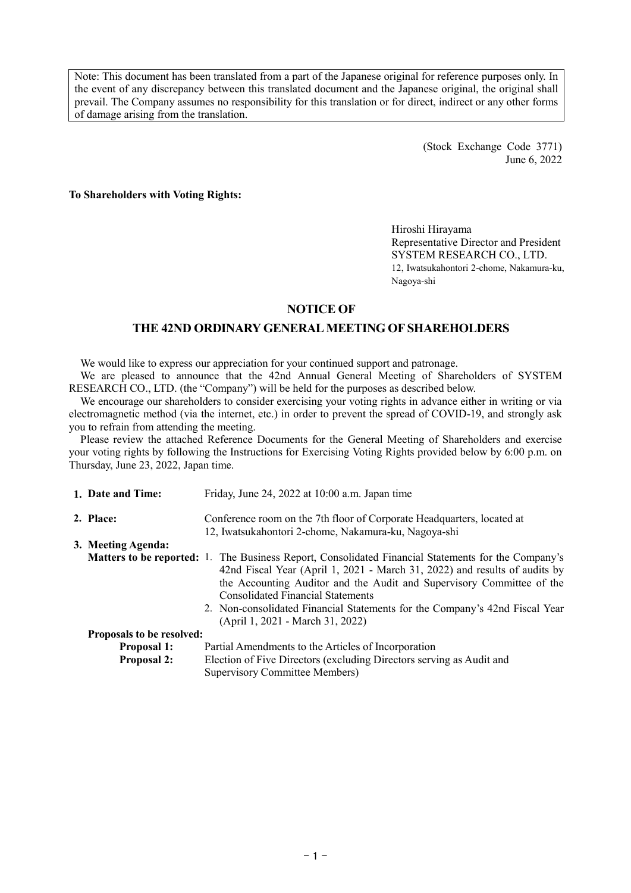Note: This document has been translated from a part of the Japanese original for reference purposes only. In the event of any discrepancy between this translated document and the Japanese original, the original shall prevail. The Company assumes no responsibility for this translation or for direct, indirect or any other forms of damage arising from the translation.

(Stock Exchange Code 3771)
June 6, 2022

**To Shareholders with Voting Rights:**

Hiroshi Hirayama
Representative Director and President
SYSTEM RESEARCH CO., LTD.
12, Iwatsukahontori 2-chome, Nakamura-ku, Nagoya-shi

# NOTICE OF
# THE 42ND ORDINARY GENERAL MEETING OF SHAREHOLDERS

We would like to express our appreciation for your continued support and patronage.

We are pleased to announce that the 42nd Annual General Meeting of Shareholders of SYSTEM RESEARCH CO., LTD. (the "Company") will be held for the purposes as described below.

We encourage our shareholders to consider exercising your voting rights in advance either in writing or via electromagnetic method (via the internet, etc.) in order to prevent the spread of COVID-19, and strongly ask you to refrain from attending the meeting.

Please review the attached Reference Documents for the General Meeting of Shareholders and exercise your voting rights by following the Instructions for Exercising Voting Rights provided below by 6:00 p.m. on Thursday, June 23, 2022, Japan time.

1. **Date and Time:** Friday, June 24, 2022 at 10:00 a.m. Japan time

2. **Place:** Conference room on the 7th floor of Corporate Headquarters, located at 12, Iwatsukahontori 2-chome, Nakamura-ku, Nagoya-shi

3. **Meeting Agenda:**

   **Matters to be reported:**
   1. The Business Report, Consolidated Financial Statements for the Company's 42nd Fiscal Year (April 1, 2021 - March 31, 2022) and results of audits by the Accounting Auditor and the Audit and Supervisory Committee of the Consolidated Financial Statements
   2. Non-consolidated Financial Statements for the Company's 42nd Fiscal Year (April 1, 2021 - March 31, 2022)

   **Proposals to be resolved:**

   **Proposal 1:** Partial Amendments to the Articles of Incorporation

   **Proposal 2:** Election of Five Directors (excluding Directors serving as Audit and Supervisory Committee Members)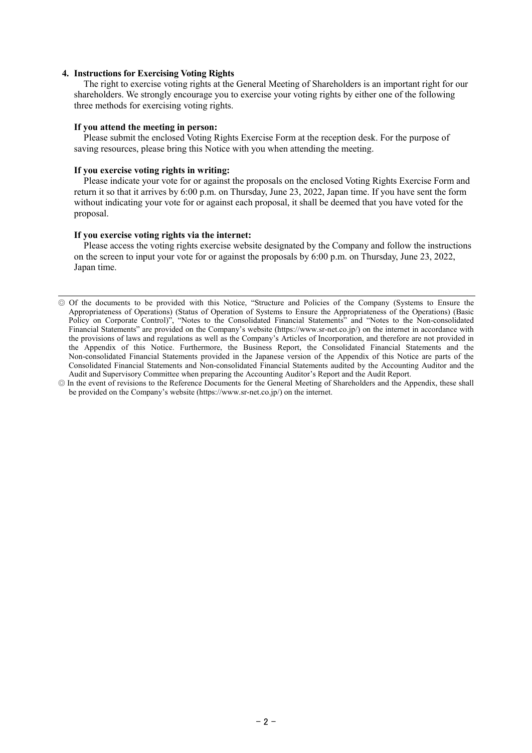**4. Instructions for Exercising Voting Rights**

The right to exercise voting rights at the General Meeting of Shareholders is an important right for our shareholders. We strongly encourage you to exercise your voting rights by either one of the following three methods for exercising voting rights.

**If you attend the meeting in person:**

Please submit the enclosed Voting Rights Exercise Form at the reception desk. For the purpose of saving resources, please bring this Notice with you when attending the meeting.

**If you exercise voting rights in writing:**

Please indicate your vote for or against the proposals on the enclosed Voting Rights Exercise Form and return it so that it arrives by 6:00 p.m. on Thursday, June 23, 2022, Japan time. If you have sent the form without indicating your vote for or against each proposal, it shall be deemed that you have voted for the proposal.

**If you exercise voting rights via the internet:**

Please access the voting rights exercise website designated by the Company and follow the instructions on the screen to input your vote for or against the proposals by 6:00 p.m. on Thursday, June 23, 2022, Japan time.

---

◎ Of the documents to be provided with this Notice, "Structure and Policies of the Company (Systems to Ensure the Appropriateness of Operations) (Status of Operation of Systems to Ensure the Appropriateness of the Operations) (Basic Policy on Corporate Control)", "Notes to the Consolidated Financial Statements" and "Notes to the Non-consolidated Financial Statements" are provided on the Company's website (https://www.sr-net.co.jp/) on the internet in accordance with the provisions of laws and regulations as well as the Company's Articles of Incorporation, and therefore are not provided in the Appendix of this Notice. Furthermore, the Business Report, the Consolidated Financial Statements and the Non-consolidated Financial Statements provided in the Japanese version of the Appendix of this Notice are parts of the Consolidated Financial Statements and Non-consolidated Financial Statements audited by the Accounting Auditor and the Audit and Supervisory Committee when preparing the Accounting Auditor's Report and the Audit Report.

◎ In the event of revisions to the Reference Documents for the General Meeting of Shareholders and the Appendix, these shall be provided on the Company's website (https://www.sr-net.co.jp/) on the internet.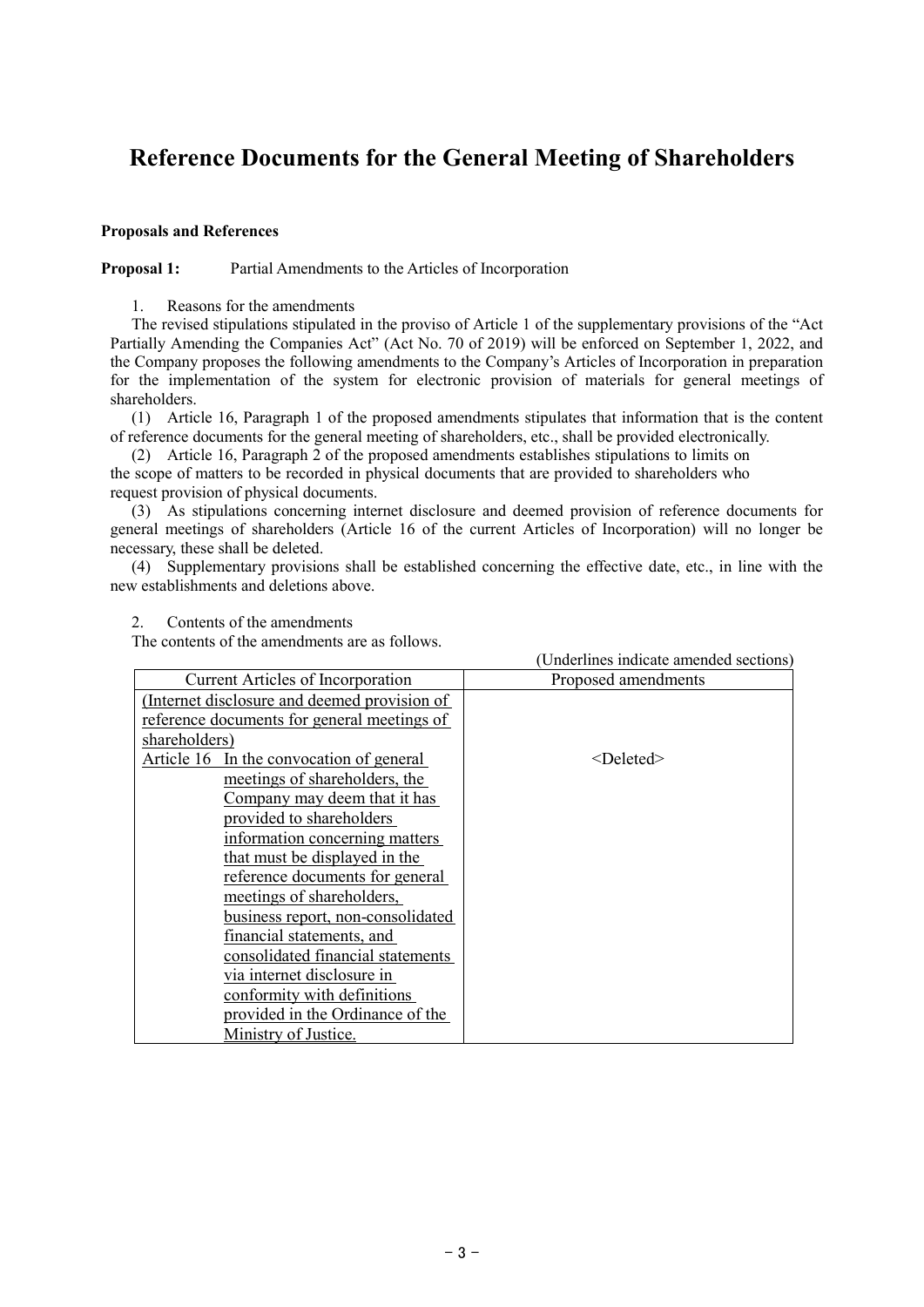# Reference Documents for the General Meeting of Shareholders

**Proposals and References**

**Proposal 1:** Partial Amendments to the Articles of Incorporation

1. Reasons for the amendments

The revised stipulations stipulated in the proviso of Article 1 of the supplementary provisions of the "Act Partially Amending the Companies Act" (Act No. 70 of 2019) will be enforced on September 1, 2022, and the Company proposes the following amendments to the Company's Articles of Incorporation in preparation for the implementation of the system for electronic provision of materials for general meetings of shareholders.

(1) Article 16, Paragraph 1 of the proposed amendments stipulates that information that is the content of reference documents for the general meeting of shareholders, etc., shall be provided electronically.

(2) Article 16, Paragraph 2 of the proposed amendments establishes stipulations to limits on the scope of matters to be recorded in physical documents that are provided to shareholders who request provision of physical documents.

(3) As stipulations concerning internet disclosure and deemed provision of reference documents for general meetings of shareholders (Article 16 of the current Articles of Incorporation) will no longer be necessary, these shall be deleted.

(4) Supplementary provisions shall be established concerning the effective date, etc., in line with the new establishments and deletions above.

2. Contents of the amendments

The contents of the amendments are as follows.

(Underlines indicate amended sections)

| Current Articles of Incorporation | Proposed amendments |
| --- | --- |
| <u>(Internet disclosure and deemed provision of reference documents for general meetings of shareholders)</u><br><u>Article 16 In the convocation of general meetings of shareholders, the Company may deem that it has provided to shareholders information concerning matters that must be displayed in the reference documents for general meetings of shareholders, business report, non-consolidated financial statements, and consolidated financial statements via internet disclosure in conformity with definitions provided in the Ordinance of the Ministry of Justice.</u> | <Deleted> |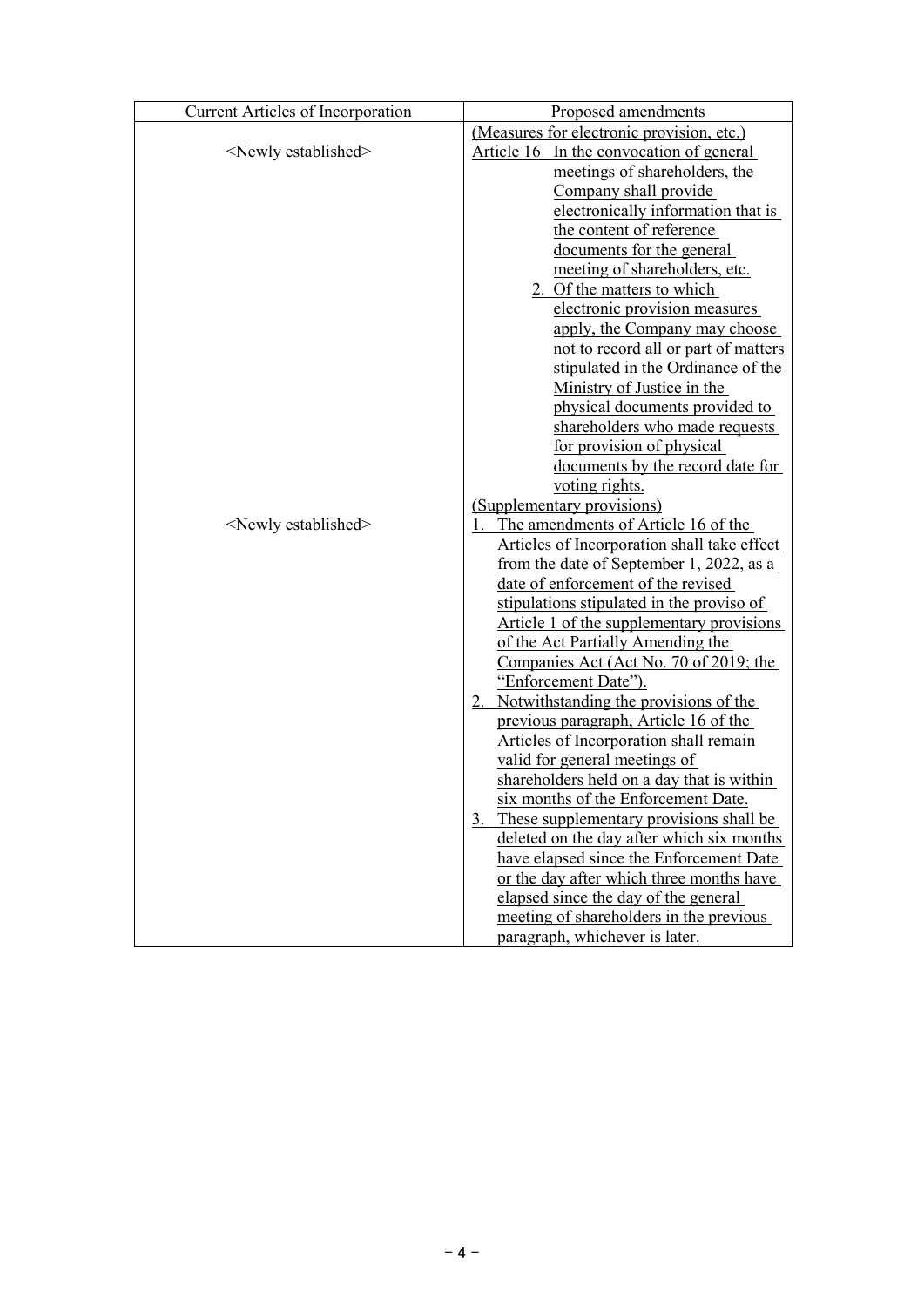| Current Articles of Incorporation | Proposed amendments |
|---|---|
| <Newly established> | (Measures for electronic provision, etc.)<br>Article 16 In the convocation of general meetings of shareholders, the Company shall provide electronically information that is the content of reference documents for the general meeting of shareholders, etc.<br>2. Of the matters to which electronic provision measures apply, the Company may choose not to record all or part of matters stipulated in the Ordinance of the Ministry of Justice in the physical documents provided to shareholders who made requests for provision of physical documents by the record date for voting rights. |
| <Newly established> | (Supplementary provisions)<br>1. The amendments of Article 16 of the Articles of Incorporation shall take effect from the date of September 1, 2022, as a date of enforcement of the revised stipulations stipulated in the proviso of Article 1 of the supplementary provisions of the Act Partially Amending the Companies Act (Act No. 70 of 2019; the "Enforcement Date").<br>2. Notwithstanding the provisions of the previous paragraph, Article 16 of the Articles of Incorporation shall remain valid for general meetings of shareholders held on a day that is within six months of the Enforcement Date.<br>3. These supplementary provisions shall be deleted on the day after which six months have elapsed since the Enforcement Date or the day after which three months have elapsed since the day of the general meeting of shareholders in the previous paragraph, whichever is later. |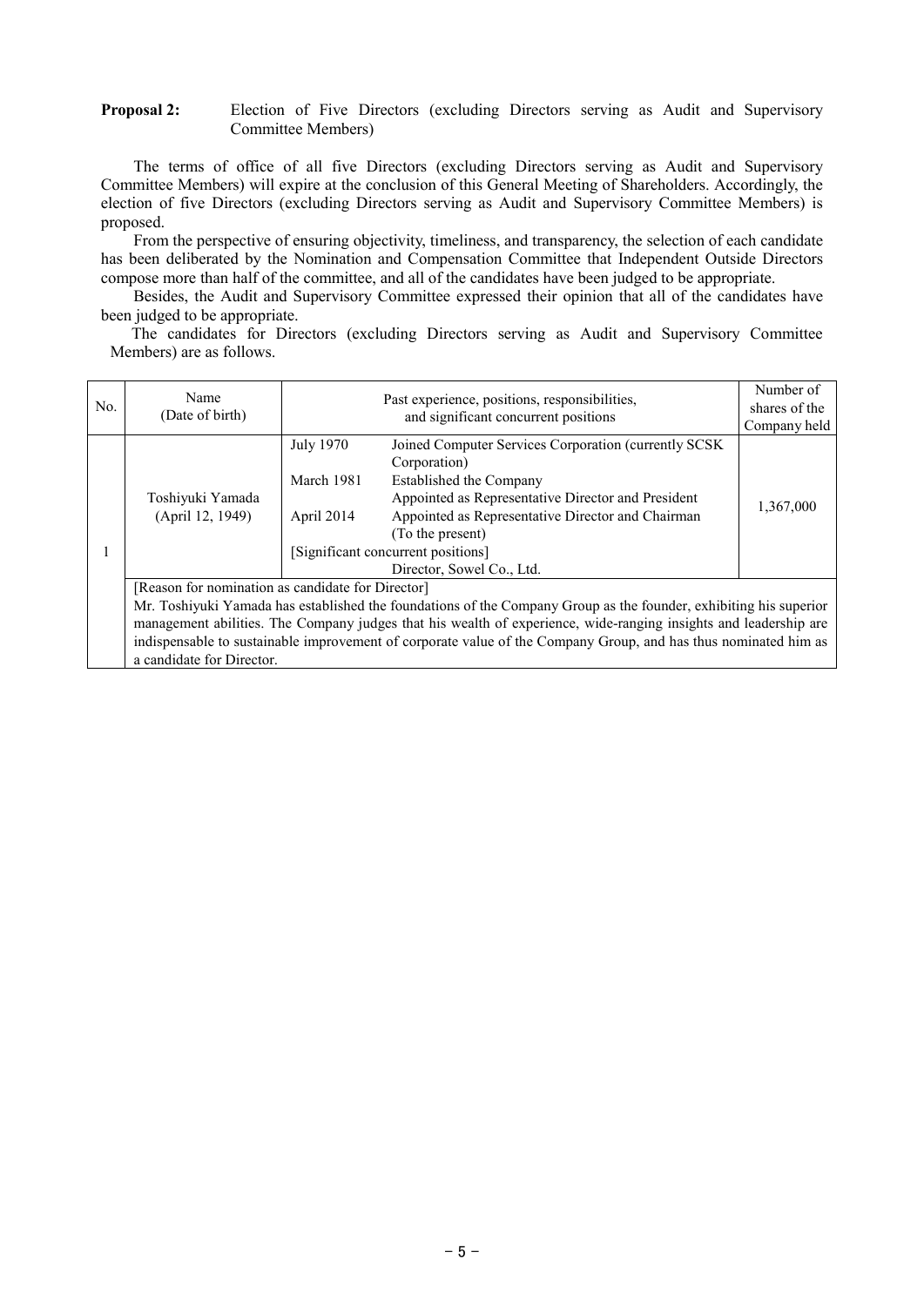**Proposal 2:** Election of Five Directors (excluding Directors serving as Audit and Supervisory Committee Members)

The terms of office of all five Directors (excluding Directors serving as Audit and Supervisory Committee Members) will expire at the conclusion of this General Meeting of Shareholders. Accordingly, the election of five Directors (excluding Directors serving as Audit and Supervisory Committee Members) is proposed.

From the perspective of ensuring objectivity, timeliness, and transparency, the selection of each candidate has been deliberated by the Nomination and Compensation Committee that Independent Outside Directors compose more than half of the committee, and all of the candidates have been judged to be appropriate.

Besides, the Audit and Supervisory Committee expressed their opinion that all of the candidates have been judged to be appropriate.

The candidates for Directors (excluding Directors serving as Audit and Supervisory Committee Members) are as follows.

| No. | Name (Date of birth) | Past experience, positions, responsibilities, and significant concurrent positions | | Number of shares of the Company held |
|---|---|---|---|---|
| 1 | Toshiyuki Yamada (April 12, 1949) | July 1970 | Joined Computer Services Corporation (currently SCSK Corporation) | 1,367,000 |
| | | March 1981 | Established the Company<br>Appointed as Representative Director and President | |
| | | April 2014 | Appointed as Representative Director and Chairman (To the present) | |
| | | [Significant concurrent positions]<br>Director, Sowel Co., Ltd. | | |
| | [Reason for nomination as candidate for Director]<br>Mr. Toshiyuki Yamada has established the foundations of the Company Group as the founder, exhibiting his superior management abilities. The Company judges that his wealth of experience, wide-ranging insights and leadership are indispensable to sustainable improvement of corporate value of the Company Group, and has thus nominated him as a candidate for Director. | | | |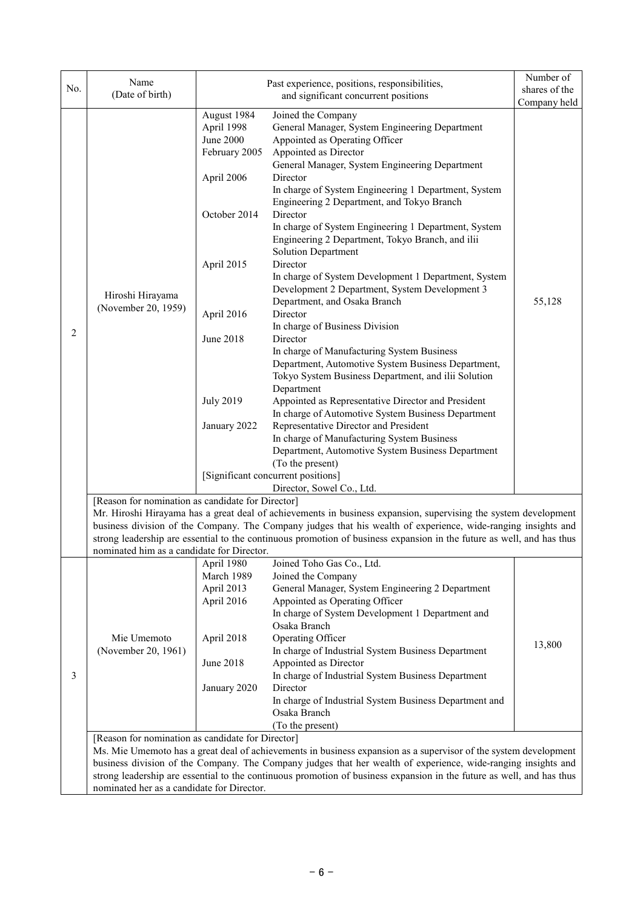| No. | Name (Date of birth) | Past experience, positions, responsibilities, and significant concurrent positions | | Number of shares of the Company held |
|---|---|---|---|---|
| 2 | Hiroshi Hirayama (November 20, 1959) | August 1984 | Joined the Company | 55,128 |
| | | April 1998 | General Manager, System Engineering Department | |
| | | June 2000 | Appointed as Operating Officer | |
| | | February 2005 | Appointed as Director<br>General Manager, System Engineering Department | |
| | | April 2006 | Director<br>In charge of System Engineering 1 Department, System Engineering 2 Department, and Tokyo Branch | |
| | | October 2014 | Director<br>In charge of System Engineering 1 Department, System Engineering 2 Department, Tokyo Branch, and ilii Solution Department | |
| | | April 2015 | Director<br>In charge of System Development 1 Department, System Development 2 Department, System Development 3 Department, and Osaka Branch | |
| | | April 2016 | Director<br>In charge of Business Division | |
| | | June 2018 | Director<br>In charge of Manufacturing System Business Department, Automotive System Business Department, Tokyo System Business Department, and ilii Solution Department | |
| | | July 2019 | Appointed as Representative Director and President<br>In charge of Automotive System Business Department | |
| | | January 2022 | Representative Director and President<br>In charge of Manufacturing System Business Department, Automotive System Business Department<br>(To the present) | |
| | | [Significant concurrent positions] | Director, Sowel Co., Ltd. | |

[Reason for nomination as candidate for Director]
Mr. Hiroshi Hirayama has a great deal of achievements in business expansion, supervising the system development business division of the Company. The Company judges that his wealth of experience, wide-ranging insights and strong leadership are essential to the continuous promotion of business expansion in the future as well, and has thus nominated him as a candidate for Director.

| No. | Name (Date of birth) | Past experience, positions, responsibilities, and significant concurrent positions | | Number of shares of the Company held |
|---|---|---|---|---|
| 3 | Mie Umemoto (November 20, 1961) | April 1980 | Joined Toho Gas Co., Ltd. | 13,800 |
| | | March 1989 | Joined the Company | |
| | | April 2013 | General Manager, System Engineering 2 Department | |
| | | April 2016 | Appointed as Operating Officer<br>In charge of System Development 1 Department and Osaka Branch | |
| | | April 2018 | Operating Officer<br>In charge of Industrial System Business Department | |
| | | June 2018 | Appointed as Director<br>In charge of Industrial System Business Department | |
| | | January 2020 | Director<br>In charge of Industrial System Business Department and Osaka Branch<br>(To the present) | |

[Reason for nomination as candidate for Director]
Ms. Mie Umemoto has a great deal of achievements in business expansion as a supervisor of the system development business division of the Company. The Company judges that her wealth of experience, wide-ranging insights and strong leadership are essential to the continuous promotion of business expansion in the future as well, and has thus nominated her as a candidate for Director.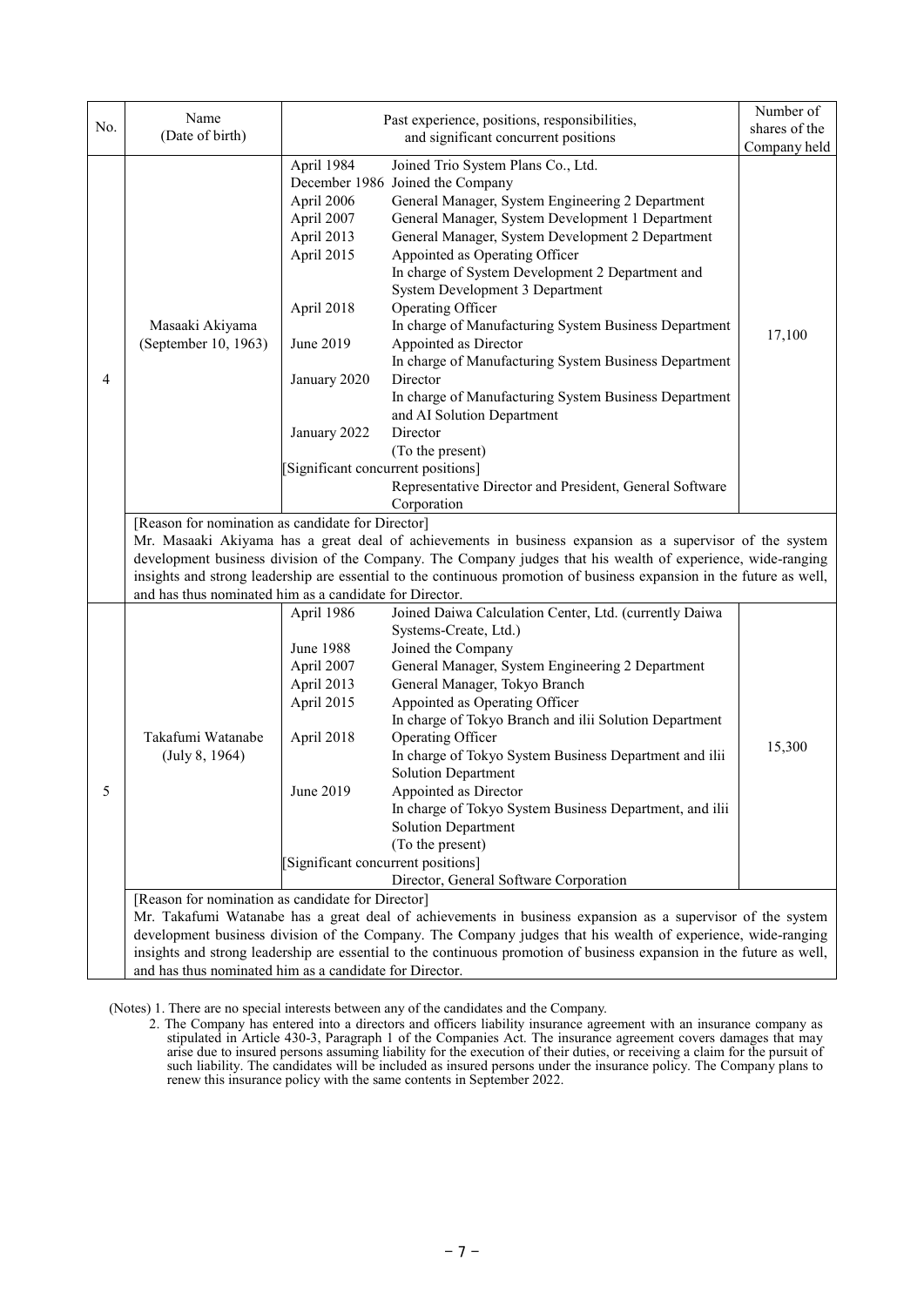| No. | Name (Date of birth) | Past experience, positions, responsibilities, and significant concurrent positions | Number of shares of the Company held |
|---|---|---|---|
| 4 | Masaaki Akiyama (September 10, 1963) | April 1984 Joined Trio System Plans Co., Ltd.<br>December 1986 Joined the Company<br>April 2006 General Manager, System Engineering 2 Department<br>April 2007 General Manager, System Development 1 Department<br>April 2013 General Manager, System Development 2 Department<br>April 2015 Appointed as Operating Officer<br>In charge of System Development 2 Department and System Development 3 Department<br>April 2018 Operating Officer<br>In charge of Manufacturing System Business Department<br>June 2019 Appointed as Director<br>In charge of Manufacturing System Business Department<br>January 2020 Director<br>In charge of Manufacturing System Business Department and AI Solution Department<br>January 2022 Director<br>(To the present)<br>[Significant concurrent positions]<br>Representative Director and President, General Software Corporation | 17,100 |
| | [Reason for nomination as candidate for Director]<br>Mr. Masaaki Akiyama has a great deal of achievements in business expansion as a supervisor of the system development business division of the Company. The Company judges that his wealth of experience, wide-ranging insights and strong leadership are essential to the continuous promotion of business expansion in the future as well, and has thus nominated him as candidate for Director. | | |
| 5 | Takafumi Watanabe (July 8, 1964) | April 1986 Joined Daiwa Calculation Center, Ltd. (currently Daiwa Systems-Create, Ltd.)<br>June 1988 Joined the Company<br>April 2007 General Manager, System Engineering 2 Department<br>April 2013 General Manager, Tokyo Branch<br>April 2015 Appointed as Operating Officer<br>In charge of Tokyo Branch and ilii Solution Department<br>April 2018 Operating Officer<br>In charge of Tokyo System Business Department and ilii Solution Department<br>June 2019 Appointed as Director<br>In charge of Tokyo System Business Department, and ilii Solution Department<br>(To the present)<br>[Significant concurrent positions]<br>Director, General Software Corporation | 15,300 |
| | [Reason for nomination as candidate for Director]<br>Mr. Takafumi Watanabe has a great deal of achievements in business expansion as a supervisor of the system development business division of the Company. The Company judges that his wealth of experience, wide-ranging insights and strong leadership are essential to the continuous promotion of business expansion in the future as well, and has thus nominated him as a candidate for Director. | | |

(Notes) 1. There are no special interests between any of the candidates and the Company.

2. The Company has entered into a directors and officers liability insurance agreement with an insurance company as stipulated in Article 430-3, Paragraph 1 of the Companies Act. The insurance agreement covers damages that may arise due to insured persons assuming liability for the execution of their duties, or receiving a claim for the pursuit of such liability. The candidates will be included as insured persons under the insurance policy. The Company plans to renew this insurance policy with the same contents in September 2022.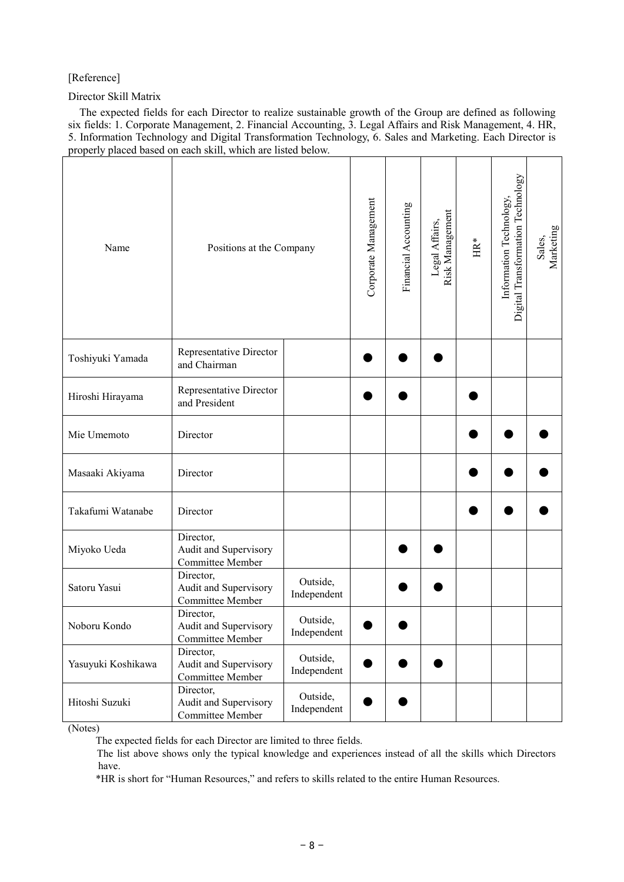[Reference]

Director Skill Matrix

The expected fields for each Director to realize sustainable growth of the Group are defined as following six fields: 1. Corporate Management, 2. Financial Accounting, 3. Legal Affairs and Risk Management, 4. HR, 5. Information Technology and Digital Transformation Technology, 6. Sales and Marketing. Each Director is properly placed based on each skill, which are listed below.

| Name | Positions at the Company | | Corporate Management | Financial Accounting | Legal Affairs, Risk Management | HR* | Information Technology, Digital Transformation Technology | Sales, Marketing |
|---|---|---|---|---|---|---|---|---|
| Toshiyuki Yamada | Representative Director and Chairman | | ● | ● | ● | | | |
| Hiroshi Hirayama | Representative Director and President | | ● | ● | | ● | | |
| Mie Umemoto | Director | | | | | ● | ● | ● |
| Masaaki Akiyama | Director | | | | | ● | ● | ● |
| Takafumi Watanabe | Director | | | | | ● | ● | ● |
| Miyoko Ueda | Director, Audit and Supervisory Committee Member | | | ● | ● | | | |
| Satoru Yasui | Director, Audit and Supervisory Committee Member | Outside, Independent | | ● | ● | | | |
| Noboru Kondo | Director, Audit and Supervisory Committee Member | Outside, Independent | ● | ● | | | | |
| Yasuyuki Koshikawa | Director, Audit and Supervisory Committee Member | Outside, Independent | ● | ● | ● | | | |
| Hitoshi Suzuki | Director, Audit and Supervisory Committee Member | Outside, Independent | ● | ● | | | | |

(Notes)

The expected fields for each Director are limited to three fields.

The list above shows only the typical knowledge and experiences instead of all the skills which Directors have.

*HR is short for "Human Resources," and refers to skills related to the entire Human Resources.